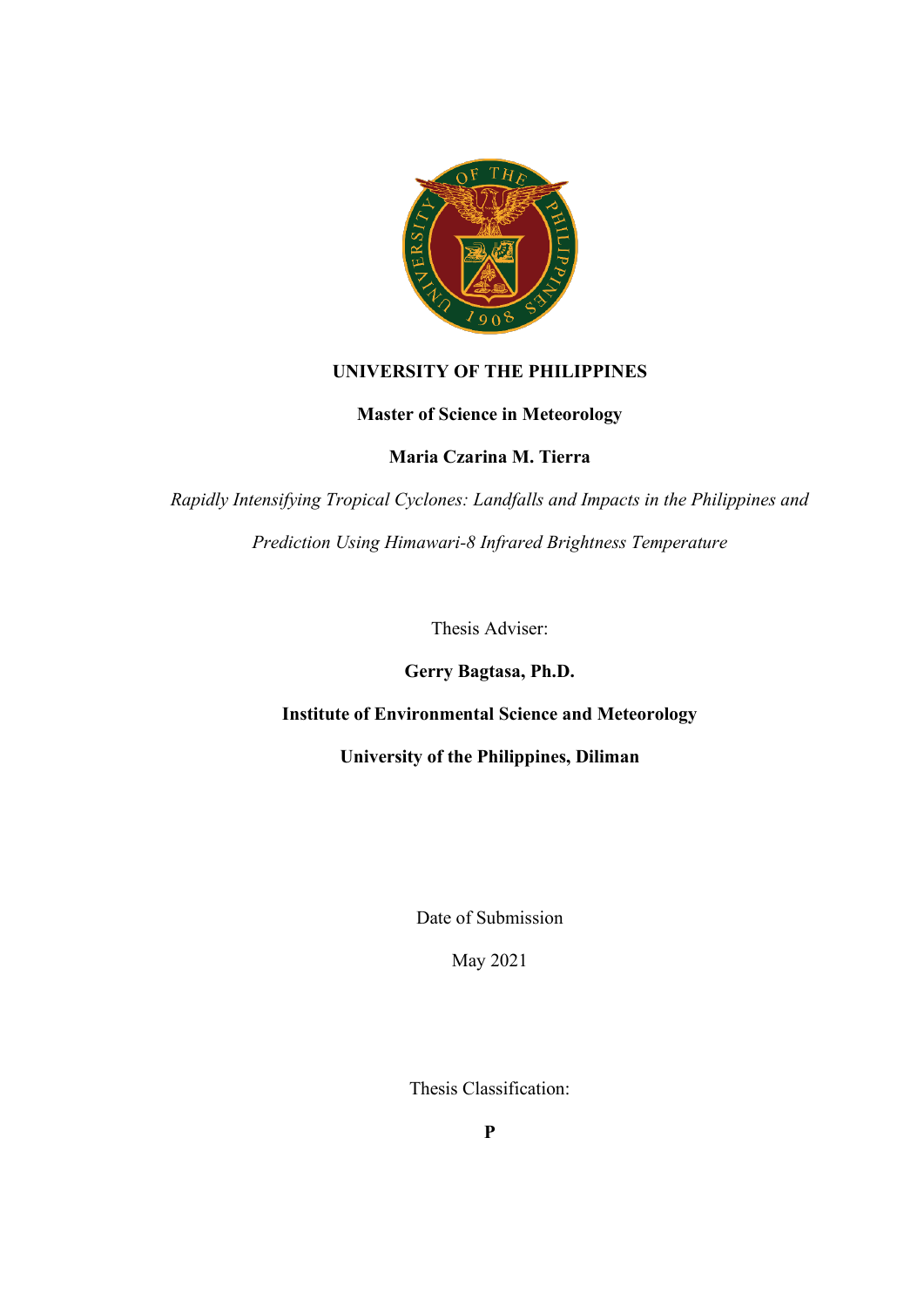**UNIVERSITY OF THE PHILIPPINES**

**Master of Science in Meteorology**

**Maria Czarina M. Tierra**

*Rapidly Intensifying Tropical Cyclones: Landfalls and Impacts in the Philippines and Prediction Using Himawari-8 Infrared Brightness Temperature*

Thesis Adviser:

**Gerry Bagtasa, Ph.D.**

**Institute of Environmental Science and Meteorology**

**University of the Philippines, Diliman**

Date of Submission

May 2021

Thesis Classification:

**P**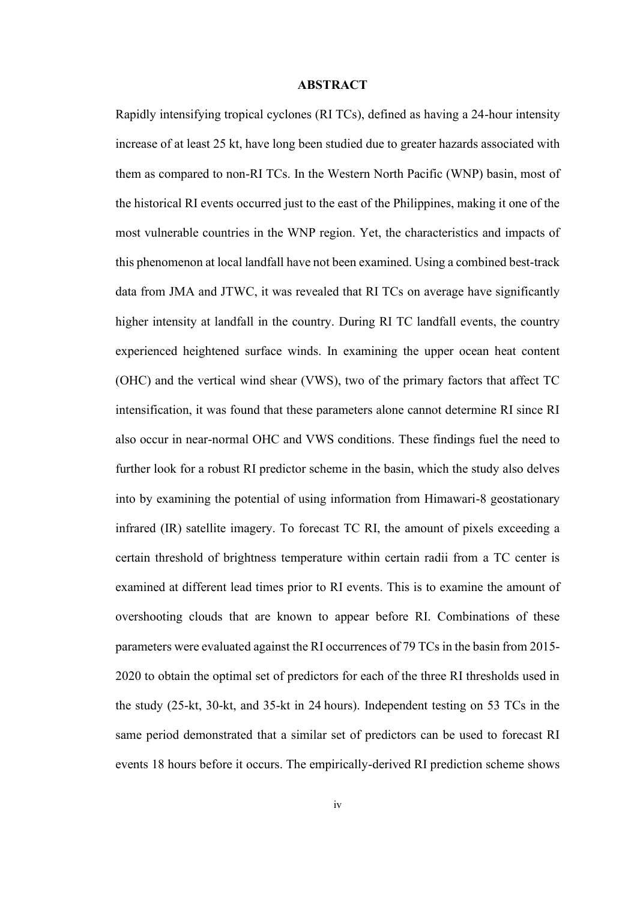# ABSTRACT

Rapidly intensifying tropical cyclones (RI TCs), defined as having a 24-hour intensity increase of at least 25 kt, have long been studied due to greater hazards associated with them as compared to non-RI TCs. In the Western North Pacific (WNP) basin, most of the historical RI events occurred just to the east of the Philippines, making it one of the most vulnerable countries in the WNP region. Yet, the characteristics and impacts of this phenomenon at local landfall have not been examined. Using a combined best-track data from JMA and JTWC, it was revealed that RI TCs on average have significantly higher intensity at landfall in the country. During RI TC landfall events, the country experienced heightened surface winds. In examining the upper ocean heat content (OHC) and the vertical wind shear (VWS), two of the primary factors that affect TC intensification, it was found that these parameters alone cannot determine RI since RI also occur in near-normal OHC and VWS conditions. These findings fuel the need to further look for a robust RI predictor scheme in the basin, which the study also delves into by examining the potential of using information from Himawari-8 geostationary infrared (IR) satellite imagery. To forecast TC RI, the amount of pixels exceeding a certain threshold of brightness temperature within certain radii from a TC center is examined at different lead times prior to RI events. This is to examine the amount of overshooting clouds that are known to appear before RI. Combinations of these parameters were evaluated against the RI occurrences of 79 TCs in the basin from 2015-2020 to obtain the optimal set of predictors for each of the three RI thresholds used in the study (25-kt, 30-kt, and 35-kt in 24 hours). Independent testing on 53 TCs in the same period demonstrated that a similar set of predictors can be used to forecast RI events 18 hours before it occurs. The empirically-derived RI prediction scheme shows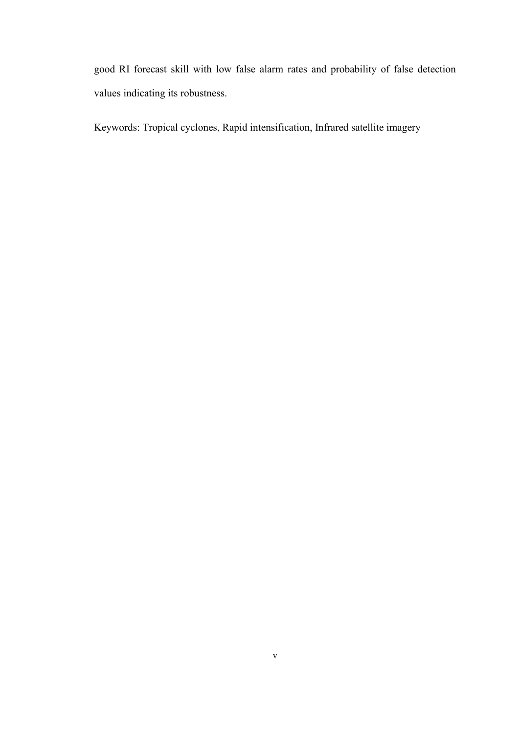good RI forecast skill with low false alarm rates and probability of false detection values indicating its robustness.

Keywords: Tropical cyclones, Rapid intensification, Infrared satellite imagery